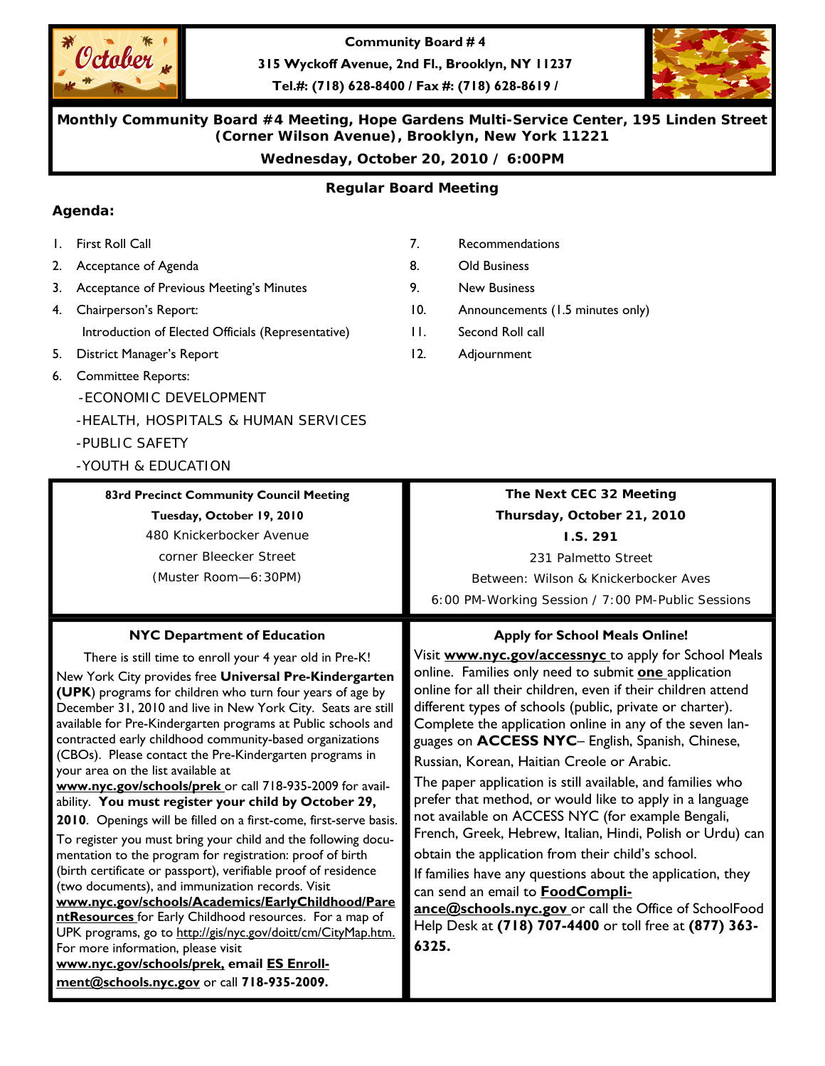**Community Board # 4**

**315 Wyckoff Avenue, 2nd Fl., Brooklyn, NY 11237**

**Tel.#: (718) 628-8400 / Fax #: (718) 628-8619 /**

**Monthly Community Board #4 Meeting, Hope Gardens Multi-Service Center, 195 Linden Street (Corner Wilson Avenue), Brooklyn, New York 11221**

**Wednesday, October 20, 2010 / 6:00PM**

## Regular Board Meeting

### Agenda:

1. First Roll Call
2. Acceptance of Agenda
3. Acceptance of Previous Meeting's Minutes
4. Chairperson's Report:
   Introduction of Elected Officials (Representative)
5. District Manager's Report
6. Committee Reports:
   - ECONOMIC DEVELOPMENT
   - HEALTH, HOSPITALS & HUMAN SERVICES
   - PUBLIC SAFETY
   - YOUTH & EDUCATION
7. Recommendations
8. Old Business
9. New Business
10. Announcements (1.5 minutes only)
11. Second Roll call
12. Adjournment

**83rd Precinct Community Council Meeting**

**Tuesday, October 19, 2010**

480 Knickerbocker Avenue

corner Bleecker Street

(Muster Room—6:30PM)

**The Next CEC 32 Meeting**

**Thursday, October 21, 2010**

**I.S. 291**

231 Palmetto Street

Between: Wilson & Knickerbocker Aves

6:00 PM-Working Session / 7:00 PM-Public Sessions

### NYC Department of Education

There is still time to enroll your 4 year old in Pre-K!

New York City provides free **Universal Pre-Kindergarten (UPK)** programs for children who turn four years of age by December 31, 2010 and live in New York City. Seats are still available for Pre-Kindergarten programs at Public schools and contracted early childhood community-based organizations (CBOs). Please contact the Pre-Kindergarten programs in your area on the list available at **www.nyc.gov/schools/prek** or call 718-935-2009 for availability. **You must register your child by October 29, 2010**. Openings will be filled on a first-come, first-serve basis.

To register you must bring your child and the following documentation to the program for registration: proof of birth (birth certificate or passport), verifiable proof of residence (two documents), and immunization records. Visit **www.nyc.gov/schools/Academics/EarlyChildhood/ParentResources** for Early Childhood resources. For a map of UPK programs, go to http://gis/nyc.gov/doitt/cm/CityMap.htm. For more information, please visit **www.nyc.gov/schools/prek,** email **ES Enrollment@schools.nyc.gov** or call **718-935-2009.**

### Apply for School Meals Online!

Visit **www.nyc.gov/accessnyc** to apply for School Meals online. Families only need to submit **one** application online for all their children, even if their children attend different types of schools (public, private or charter). Complete the application online in any of the seven languages on **ACCESS NYC**– English, Spanish, Chinese, Russian, Korean, Haitian Creole or Arabic.

The paper application is still available, and families who prefer that method, or would like to apply in a language not available on ACCESS NYC (for example Bengali, French, Greek, Hebrew, Italian, Hindi, Polish or Urdu) can obtain the application from their child's school.

If families have any questions about the application, they can send an email to **FoodCompliance@schools.nyc.gov** or call the Office of SchoolFood Help Desk at **(718) 707-4400** or toll free at **(877) 363-6325.**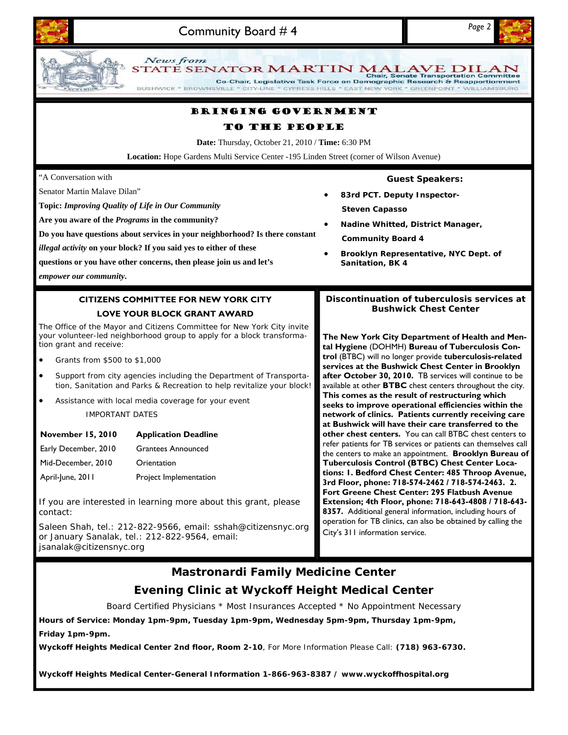*News from*
STATE SENATOR MARTIN MALAVE DILAN
Chair, Senate Transportation Committee
Co-Chair, Legislative Task Force on Demographic Research & Reapportionment
BUSHWICK * BROWNSVILLE * CITY-LINE * CYPRESS HILLS * EAST NEW YORK * GREENPOINT * WILLIAMSBURG

## BRINGING GOVERNMENT TO THE PEOPLE

**Date:** Thursday, October 21, 2010 / **Time:** 6:30 PM

**Location:** Hope Gardens Multi Service Center -195 Linden Street (corner of Wilson Avenue)

"A Conversation with Senator Martin Malave Dilan"

**Topic:** ***Improving Quality of Life in Our Community***

**Are you aware of the *Programs* in the community?**

**Do you have questions about services in your neighborhood? Is there constant *illegal activity* on your block? If you said yes to either of these questions or you have other concerns, then please join us and let's *empower our community*.**

**Guest Speakers:**

- **83rd PCT. Deputy Inspector- Steven Capasso**
- **Nadine Whitted, District Manager, Community Board 4**
- **Brooklyn Represenatative, NYC Dept. of Sanitation, BK 4**

## CITIZENS COMMITTEE FOR NEW YORK CITY LOVE YOUR BLOCK GRANT AWARD

The Office of the Mayor and Citizens Committee for New York City invite your volunteer-led neighborhood group to apply for a block transformation grant and receive:

- Grants from $500 to $1,000
- Support from city agencies including the Department of Transportation, Sanitation and Parks & Recreation to help revitalize your block!
- Assistance with local media coverage for your event

IMPORTANT DATES

| | |
|---|---|
| **November 15, 2010** | **Application Deadline** |
| Early December, 2010 | Grantees Announced |
| Mid-December, 2010 | Orientation |
| April-June, 2011 | Project Implementation |

If you are interested in learning more about this grant, please contact:

Saleen Shah, tel.: 212-822-9566, email: sshah@citizensnyc.org or January Sanalak, tel.: 212-822-9564, email: jsanalak@citizensnyc.org

## Discontinuation of tuberculosis services at Bushwick Chest Center

**The New York City Department of Health and Mental Hygiene** (DOHMH) **Bureau of Tuberculosis Control** (BTBC) will no longer provide **tuberculosis-related services at the Bushwick Chest Center in Brooklyn after October 30, 2010.** TB services will continue to be available at other **BTBC** chest centers throughout the city. **This comes as the result of restructuring which seeks to improve operational efficiencies within the network of clinics. Patients currently receiving care at Bushwick will have their care transferred to the other chest centers.** You can call BTBC chest centers to refer patients for TB services or patients can themselves call the centers to make an appointment. **Brooklyn Bureau of Tuberculosis Control (BTBC) Chest Center Locations: 1. Bedford Chest Center: 485 Throop Avenue, 3rd Floor, phone: 718-574-2462 / 718-574-2463. 2. Fort Greene Chest Center: 295 Flatbush Avenue Extension; 4th Floor, phone: 718-643-4808 / 718-643-8357.** Additional general information, including hours of operation for TB clinics, can also be obtained by calling the City's 311 information service.

## Mastronardi Family Medicine Center
## Evening Clinic at Wyckoff Height Medical Center

Board Certified Physicians * Most Insurances Accepted * No Appointment Necessary

**Hours of Service: Monday 1pm-9pm, Tuesday 1pm-9pm, Wednesday 5pm-9pm, Thursday 1pm-9pm, Friday 1pm-9pm.**

**Wyckoff Heights Medical Center 2nd floor, Room 2-10**, For More Information Please Call: **(718) 963-6730.**

**Wyckoff Heights Medical Center-General Information 1-866-963-8387 / www.wyckoffhospital.org**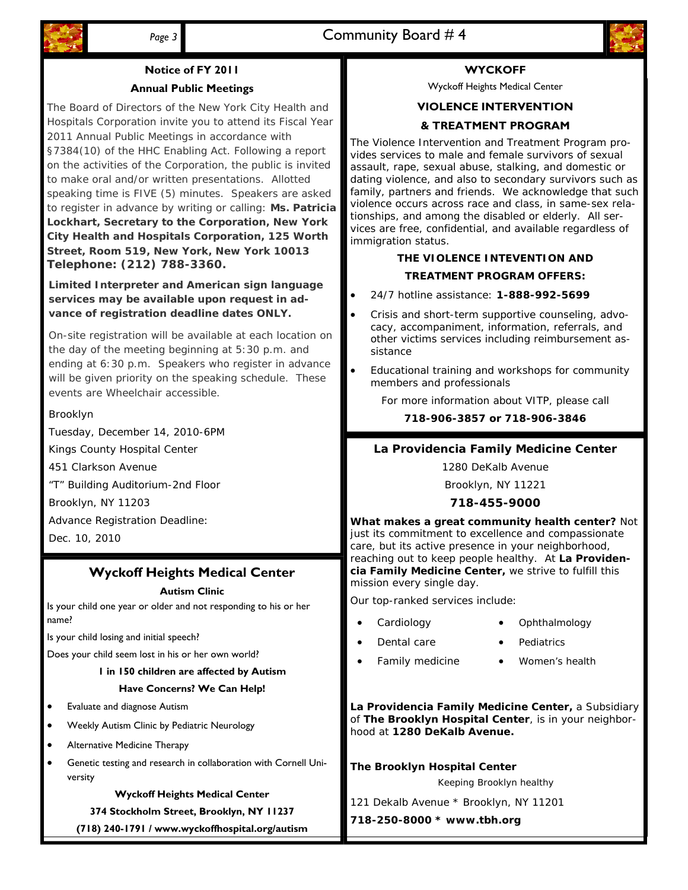## Notice of FY 2011

### Annual Public Meetings

The Board of Directors of the New York City Health and Hospitals Corporation invite you to attend its Fiscal Year 2011 Annual Public Meetings in accordance with §7384(10) of the HHC Enabling Act. Following a report on the activities of the Corporation, the public is invited to make oral and/or written presentations. Allotted speaking time is FIVE (5) minutes. Speakers are asked to register in advance by writing or calling: **Ms. Patricia Lockhart, Secretary to the Corporation, New York City Health and Hospitals Corporation, 125 Worth Street, Room 519, New York, New York 10013 Telephone: (212) 788-3360.**

**Limited Interpreter and American sign language services may be available upon request in advance of registration deadline dates ONLY.**

On-site registration will be available at each location on the day of the meeting beginning at 5:30 p.m. and ending at 6:30 p.m. Speakers who register in advance will be given priority on the speaking schedule. These events are Wheelchair accessible.

Brooklyn

Tuesday, December 14, 2010-6PM

Kings County Hospital Center

451 Clarkson Avenue

"T" Building Auditorium-2nd Floor

Brooklyn, NY 11203

Advance Registration Deadline:

Dec. 10, 2010

## Wyckoff Heights Medical Center

### Autism Clinic

Is your child one year or older and not responding to his or her name?

Is your child losing and initial speech?

Does your child seem lost in his or her own world?

**1 in 150 children are affected by Autism**

**Have Concerns? We Can Help!**

- Evaluate and diagnose Autism
- Weekly Autism Clinic by Pediatric Neurology
- Alternative Medicine Therapy
- Genetic testing and research in collaboration with Cornell University

**Wyckoff Heights Medical Center**

**374 Stockholm Street, Brooklyn, NY 11237**

**(718) 240-1791 / www.wyckoffhospital.org/autism**

## WYCKOFF

Wyckoff Heights Medical Center

### VIOLENCE INTERVENTION & TREATMENT PROGRAM

The Violence Intervention and Treatment Program provides services to male and female survivors of sexual assault, rape, sexual abuse, stalking, and domestic or dating violence, and also to secondary survivors such as family, partners and friends. We acknowledge that such violence occurs across race and class, in same-sex relationships, and among the disabled or elderly. All services are free, confidential, and available regardless of immigration status.

**THE VIOLENCE INTEVENTION AND TREATMENT PROGRAM OFFERS:**

- 24/7 hotline assistance: **1-888-992-5699**
- Crisis and short-term supportive counseling, advocacy, accompaniment, information, referrals, and other victims services including reimbursement assistance
- Educational training and workshops for community members and professionals

For more information about VITP, please call

**718-906-3857 or 718-906-3846**

## La Providencia Family Medicine Center

1280 DeKalb Avenue

Brooklyn, NY 11221

**718-455-9000**

**What makes a great community health center?** Not just its commitment to excellence and compassionate care, but its active presence in your neighborhood, reaching out to keep people healthy. At **La Providencia Family Medicine Center,** we strive to fulfill this mission every single day.

Our top-ranked services include:

- Cardiology
- Dental care
- Family medicine
- Ophthalmology
- Pediatrics
- Women's health

**La Providencia Family Medicine Center,** a Subsidiary of **The Brooklyn Hospital Center**, is in your neighborhood at **1280 DeKalb Avenue.**

**The Brooklyn Hospital Center**

Keeping Brooklyn healthy

121 Dekalb Avenue * Brooklyn, NY 11201

**718-250-8000 * www.tbh.org**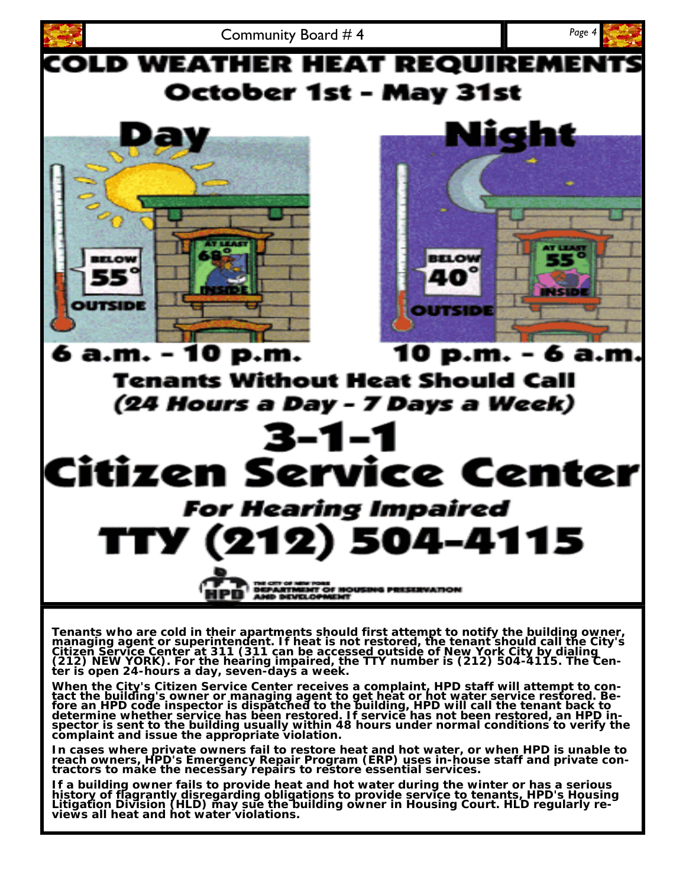# COLD WEATHER HEAT REQUIREMENTS

## October 1st – May 31st

| Day | Night |
|---|---|
| Below 55° outside — At least 68° inside | Below 40° outside — At least 55° inside |
| 6 a.m. – 10 p.m. | 10 p.m. – 6 a.m. |

## Tenants Without Heat Should Call

*(24 Hours a Day – 7 Days a Week)*

# 3-1-1

# Citizen Service Center

*For Hearing Impaired*

# TTY (212) 504-4115

The City of New York Department of Housing Preservation and Development

**Tenants who are cold in their apartments should first attempt to notify the building owner, managing agent or superintendent. If heat is not restored, the tenant should call the City's Citizen Service Center at 311 (311 can be accessed outside of New York City by dialing (212) NEW YORK). For the hearing impaired, the TTY number is (212) 504-4115. The Center is open 24-hours a day, seven-days a week.**

**When the City's Citizen Service Center receives a complaint, HPD staff will attempt to contact the building's owner or managing agent to get heat or hot water service restored. Before an HPD code inspector is dispatched to the building, HPD will call the tenant back to determine whether service has been restored. If service has not been restored, an HPD inspector is sent to the building usually within 48 hours under normal conditions to verify the complaint and issue the appropriate violation.**

**In cases where private owners fail to restore heat and hot water, or when HPD is unable to reach owners, HPD's Emergency Repair Program (ERP) uses in-house staff and private contractors to make the necessary repairs to restore essential services.**

**If a building owner fails to provide heat and hot water during the winter or has a serious history of flagrantly disregarding obligations to provide service to tenants, HPD's Housing Litigation Division (HLD) may sue the building owner in Housing Court. HLD regularly reviews all heat and hot water violations.**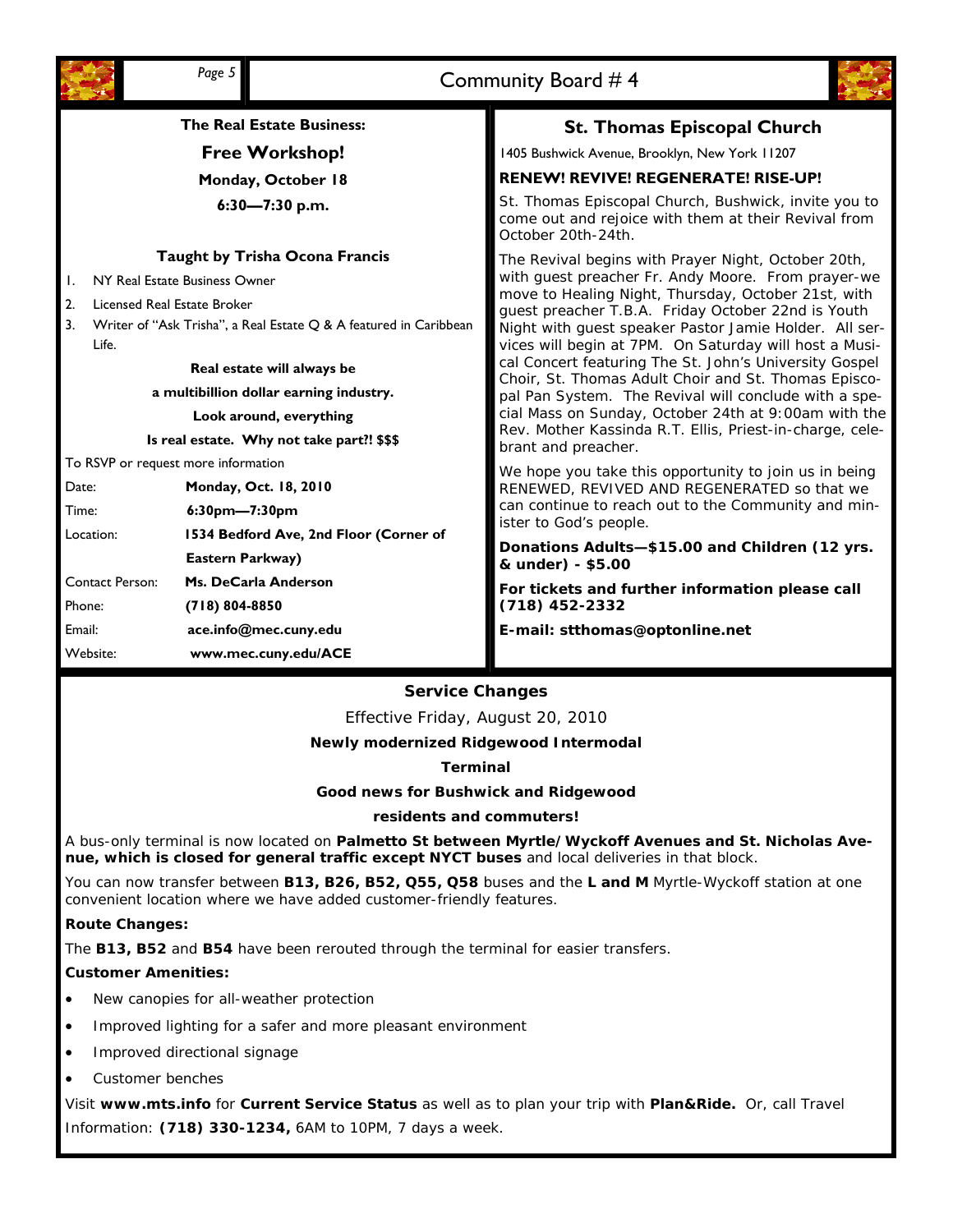**The Real Estate Business:**

## Free Workshop!

**Monday, October 18**

**6:30—7:30 p.m.**

**Taught by Trisha Ocona Francis**

1. NY Real Estate Business Owner
2. Licensed Real Estate Broker
3. Writer of "Ask Trisha", a Real Estate Q & A featured in Caribbean Life.

**Real estate will always be**

**a multibillion dollar earning industry.**

**Look around, everything**

**Is real estate. Why not take part?! $$$**

To RSVP or request more information

| | |
|---|---|
| Date: | **Monday, Oct. 18, 2010** |
| Time: | **6:30pm—7:30pm** |
| Location: | **1534 Bedford Ave, 2nd Floor (Corner of Eastern Parkway)** |
| Contact Person: | **Ms. DeCarla Anderson** |
| Phone: | **(718) 804-8850** |
| Email: | **ace.info@mec.cuny.edu** |
| Website: | **www.mec.cuny.edu/ACE** |

## St. Thomas Episcopal Church

1405 Bushwick Avenue, Brooklyn, New York 11207

**RENEW! REVIVE! REGENERATE! RISE-UP!**

St. Thomas Episcopal Church, Bushwick, invite you to come out and rejoice with them at their Revival from October 20th-24th.

The Revival begins with Prayer Night, October 20th, with guest preacher Fr. Andy Moore. From prayer-we move to Healing Night, Thursday, October 21st, with guest preacher T.B.A. Friday October 22nd is Youth Night with guest speaker Pastor Jamie Holder. All services will begin at 7PM. On Saturday will host a Musical Concert featuring The St. John's University Gospel Choir, St. Thomas Adult Choir and St. Thomas Episcopal Pan System. The Revival will conclude with a special Mass on Sunday, October 24th at 9:00am with the Rev. Mother Kassinda R.T. Ellis, Priest-in-charge, celebrant and preacher.

We hope you take this opportunity to join us in being RENEWED, REVIVED AND REGENERATED so that we can continue to reach out to the Community and minister to God's people.

**Donations Adults—$15.00 and Children (12 yrs. & under) - $5.00**

**For tickets and further information please call (718) 452-2332**

**E-mail: stthomas@optonline.net**

## Service Changes

Effective Friday, August 20, 2010

**Newly modernized Ridgewood Intermodal Terminal**

**Good news for Bushwick and Ridgewood residents and commuters!**

A bus-only terminal is now located on **Palmetto St between Myrtle/Wyckoff Avenues and St. Nicholas Avenue, which is closed for general traffic except NYCT buses** and local deliveries in that block.

You can now transfer between **B13, B26, B52, Q55, Q58** buses and the **L and M** Myrtle-Wyckoff station at one convenient location where we have added customer-friendly features.

**Route Changes:**

The **B13, B52** and **B54** have been rerouted through the terminal for easier transfers.

**Customer Amenities:**

- New canopies for all-weather protection
- Improved lighting for a safer and more pleasant environment
- Improved directional signage
- Customer benches

Visit **www.mts.info** for **Current Service Status** as well as to plan your trip with **Plan&Ride.** Or, call Travel Information: **(718) 330-1234,** 6AM to 10PM, 7 days a week.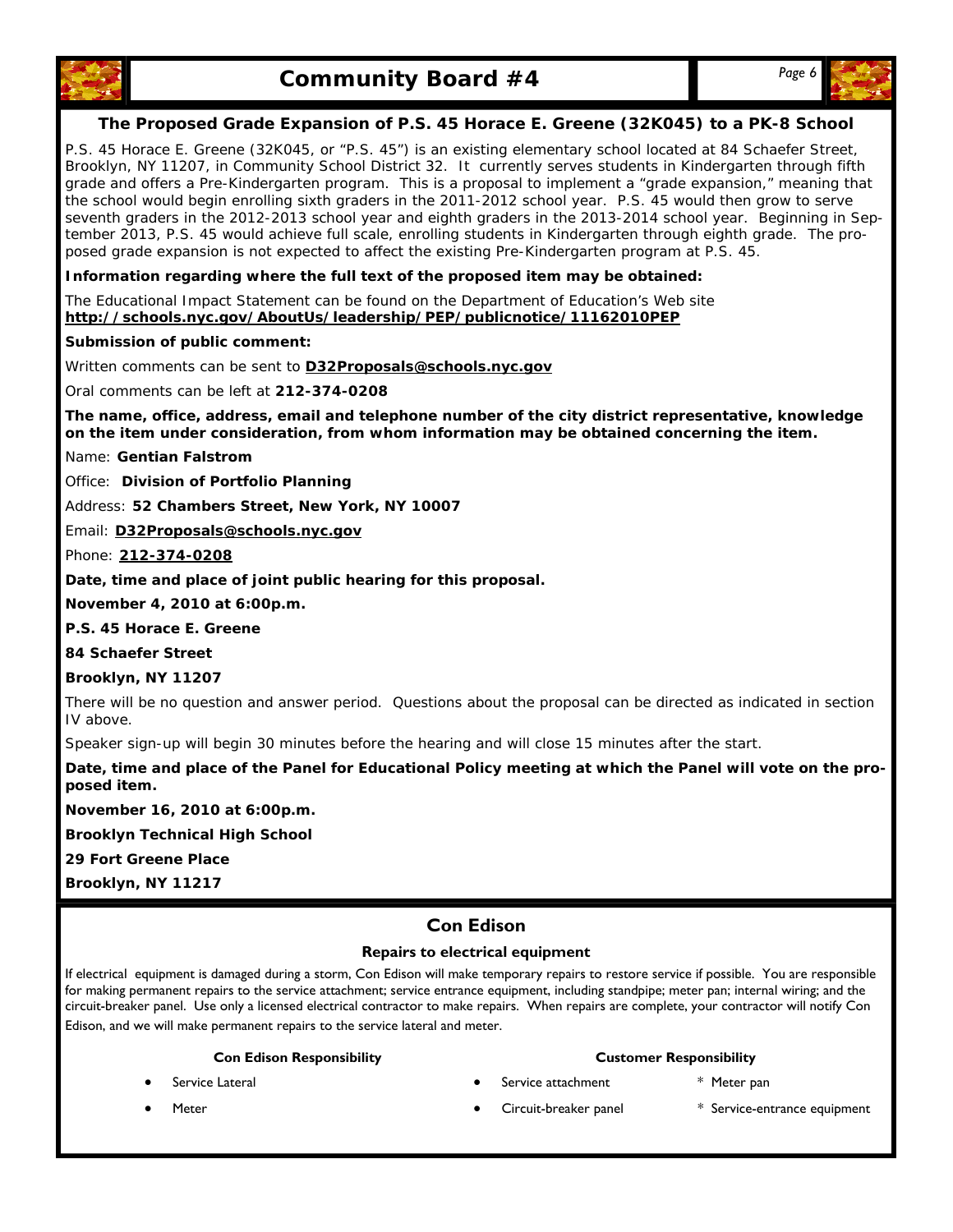## The Proposed Grade Expansion of P.S. 45 Horace E. Greene (32K045) to a PK-8 School

P.S. 45 Horace E. Greene (32K045, or "P.S. 45") is an existing elementary school located at 84 Schaefer Street, Brooklyn, NY 11207, in Community School District 32. It currently serves students in Kindergarten through fifth grade and offers a Pre-Kindergarten program. This is a proposal to implement a "grade expansion," meaning that the school would begin enrolling sixth graders in the 2011-2012 school year. P.S. 45 would then grow to serve seventh graders in the 2012-2013 school year and eighth graders in the 2013-2014 school year. Beginning in September 2013, P.S. 45 would achieve full scale, enrolling students in Kindergarten through eighth grade. The proposed grade expansion is not expected to affect the existing Pre-Kindergarten program at P.S. 45.

**Information regarding where the full text of the proposed item may be obtained:**

The Educational Impact Statement can be found on the Department of Education's Web site **http://schools.nyc.gov/AboutUs/leadership/PEP/publicnotice/11162010PEP**

**Submission of public comment:**

Written comments can be sent to **D32Proposals@schools.nyc.gov**

Oral comments can be left at **212-374-0208**

**The name, office, address, email and telephone number of the city district representative, knowledge on the item under consideration, from whom information may be obtained concerning the item.**

Name: **Gentian Falstrom**

Office: **Division of Portfolio Planning**

Address: **52 Chambers Street, New York, NY 10007**

Email: **D32Proposals@schools.nyc.gov**

Phone: **212-374-0208**

**Date, time and place of joint public hearing for this proposal.**

**November 4, 2010 at 6:00p.m.**

**P.S. 45 Horace E. Greene**

**84 Schaefer Street**

**Brooklyn, NY 11207**

There will be no question and answer period. Questions about the proposal can be directed as indicated in section IV above.

Speaker sign-up will begin 30 minutes before the hearing and will close 15 minutes after the start.

**Date, time and place of the Panel for Educational Policy meeting at which the Panel will vote on the proposed item.**

**November 16, 2010 at 6:00p.m.**

**Brooklyn Technical High School**

**29 Fort Greene Place**

**Brooklyn, NY 11217**

## Con Edison

### Repairs to electrical equipment

If electrical equipment is damaged during a storm, Con Edison will make temporary repairs to restore service if possible. You are responsible for making permanent repairs to the service attachment; service entrance equipment, including standpipe; meter pan; internal wiring; and the circuit-breaker panel. Use only a licensed electrical contractor to make repairs. When repairs are complete, your contractor will notify Con Edison, and we will make permanent repairs to the service lateral and meter.

**Con Edison Responsibility**

- Service Lateral
- Meter

**Customer Responsibility**

- Service attachment
- Circuit-breaker panel
- Meter pan
- Service-entrance equipment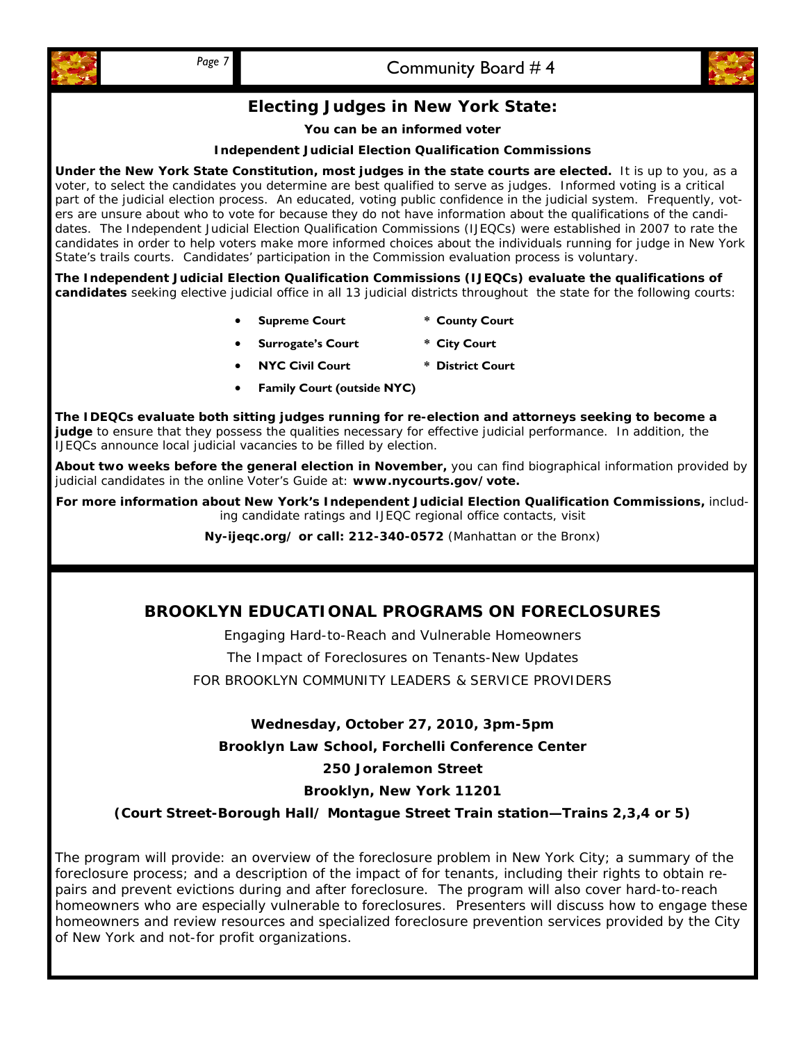## Electing Judges in New York State:

**You can be an informed voter**

**Independent Judicial Election Qualification Commissions**

**Under the New York State Constitution, most judges in the state courts are elected.** It is up to you, as a voter, to select the candidates you determine are best qualified to serve as judges. Informed voting is a critical part of the judicial election process. An educated, voting public confidence in the judicial system. Frequently, voters are unsure about who to vote for because they do not have information about the qualifications of the candidates. The Independent Judicial Election Qualification Commissions (IJEQCs) were established in 2007 to rate the candidates in order to help voters make more informed choices about the individuals running for judge in New York State's trails courts. Candidates' participation in the Commission evaluation process is voluntary.

**The Independent Judicial Election Qualification Commissions (IJEQCs) evaluate the qualifications of candidates** seeking elective judicial office in all 13 judicial districts throughout the state for the following courts:

- **Supreme Court**
- **Surrogate's Court**
- **NYC Civil Court**
- **Family Court (outside NYC)**

* **County Court**
* **City Court**
* **District Court**

**The IDEQCs evaluate both sitting judges running for re-election and attorneys seeking to become a judge** to ensure that they possess the qualities necessary for effective judicial performance. In addition, the IJEQCs announce local judicial vacancies to be filled by election.

**About two weeks before the general election in November,** you can find biographical information provided by judicial candidates in the online Voter's Guide at: **www.nycourts.gov/vote.**

**For more information about New York's Independent Judicial Election Qualification Commissions,** including candidate ratings and IJEQC regional office contacts, visit

**Ny-ijeqc.org/ or call: 212-340-0572** (Manhattan or the Bronx)

## BROOKLYN EDUCATIONAL PROGRAMS ON FORECLOSURES

Engaging Hard-to-Reach and Vulnerable Homeowners

The Impact of Foreclosures on Tenants-New Updates

FOR BROOKLYN COMMUNITY LEADERS & SERVICE PROVIDERS

**Wednesday, October 27, 2010, 3pm-5pm**

**Brooklyn Law School, Forchelli Conference Center**

**250 Joralemon Street**

**Brooklyn, New York 11201**

**(Court Street-Borough Hall/ Montague Street Train station—Trains 2,3,4 or 5)**

The program will provide: an overview of the foreclosure problem in New York City; a summary of the foreclosure process; and a description of the impact of for tenants, including their rights to obtain repairs and prevent evictions during and after foreclosure. The program will also cover hard-to-reach homeowners who are especially vulnerable to foreclosures. Presenters will discuss how to engage these homeowners and review resources and specialized foreclosure prevention services provided by the City of New York and not-for profit organizations.